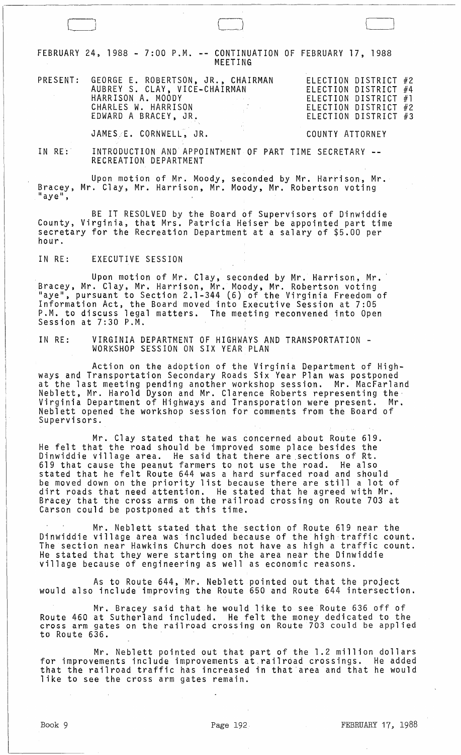FEBRUARY 24, 1988 - 7:00 P.M. -- CONTINUATION OF FEBRUARY 17, 1988 MEETING

| PRESENT: | | |
|---|---|---|
| | GEORGE E. ROBERTSON, JR., CHAIRMAN | ELECTION DISTRICT #2 |
| | AUBREY S. CLAY, VICE-CHAIRMAN | ELECTION DISTRICT #4 |
| | HARRISON A. MOODY | ELECTION DISTRICT #1 |
| | CHARLES W. HARRISON | ELECTION DISTRICT #2 |
| | EDWARD A BRACEY, JR. | ELECTION DISTRICT #3 |
| | JAMES E. CORNWELL, JR. | COUNTY ATTORNEY |

IN RE: INTRODUCTION AND APPOINTMENT OF PART TIME SECRETARY -- RECREATION DEPARTMENT

Upon motion of Mr. Moody, seconded by Mr. Harrison, Mr. Bracey, Mr. Clay, Mr. Harrison, Mr. Moody, Mr. Robertson voting "aye",

BE IT RESOLVED by the Board of Supervisors of Dinwiddie County, Virginia, that Mrs. Patricia Heiser be appointed part time secretary for the Recreation Department at a salary of $5.00 per hour.

IN RE: EXECUTIVE SESSION

Upon motion of Mr. Clay, seconded by Mr. Harrison, Mr. Bracey, Mr. Clay, Mr. Harrison, Mr. Moody, Mr. Robertson voting "aye", pursuant to Section 2.1-344 (6) of the Virginia Freedom of Information Act, the Board moved into Executive Session at 7:05 P.M. to discuss legal matters. The meeting reconvened into Open Session at 7:30 P.M.

IN RE: VIRGINIA DEPARTMENT OF HIGHWAYS AND TRANSPORTATION - WORKSHOP SESSION ON SIX YEAR PLAN

Action on the adoption of the Virginia Department of Highways and Transportation Secondary Roads Six Year Plan was postponed at the last meeting pending another workshop session. Mr. MacFarland Neblett, Mr. Harold Dyson and Mr. Clarence Roberts representing the Virginia Department of Highways and Transporation were present. Mr. Neblett opened the workshop session for comments from the Board of Supervisors.

Mr. Clay stated that he was concerned about Route 619. He felt that the road should be improved some place besides the Dinwiddie village area. He said that there are sections of Rt. 619 that cause the peanut farmers to not use the road. He also stated that he felt Route 644 was a hard surfaced road and should be moved down on the priority list because there are still a lot of dirt roads that need attention. He stated that he agreed with Mr. Bracey that the cross arms on the railroad crossing on Route 703 at Carson could be postponed at this time.

Mr. Neblett stated that the section of Route 619 near the Dinwiddie village area was included because of the high traffic count. The section near Hawkins Church does not have as high a traffic count. He stated that they were starting on the area near the Dinwiddie village because of engineering as well as economic reasons.

As to Route 644, Mr. Neblett pointed out that the project would also include improving the Route 650 and Route 644 intersection.

Mr. Bracey said that he would like to see Route 636 off of Route 460 at Sutherland included. He felt the money dedicated to the cross arm gates on the railroad crossing on Route 703 could be applied to Route 636.

Mr. Neblett pointed out that part of the 1.2 million dollars for improvements include improvements at railroad crossings. He added that the railroad traffic has increased in that area and that he would like to see the cross arm gates remain.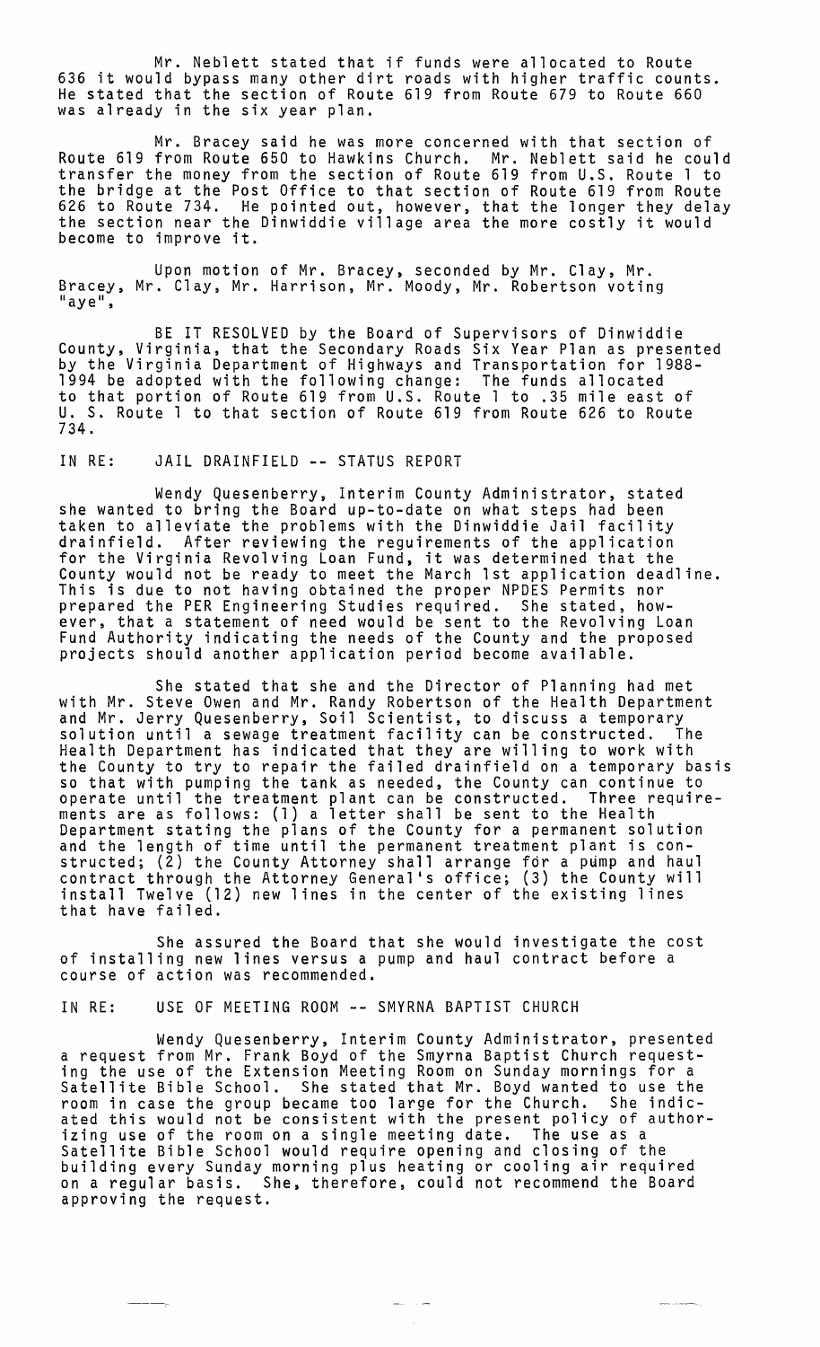Mr. Neblett stated that if funds were allocated to Route 636 it would bypass many other dirt roads with higher traffic counts. He stated that the section of Route 619 from Route 679 to Route 660 was already in the six year plan.

Mr. Bracey said he was more concerned with that section of Route 619 from Route 650 to Hawkins Church. Mr. Neblett said he could transfer the money from the section of Route 619 from U.S. Route 1 to the bridge at the Post Office to that section of Route 619 from Route 626 to Route 734. He pointed out, however, that the longer they delay the section near the Dinwiddie village area the more costly it would become to improve it.

Upon motion of Mr. Bracey, seconded by Mr. Clay, Mr. Bracey, Mr. Clay, Mr. Harrison, Mr. Moody, Mr. Robertson voting "aye",

BE IT RESOLVED by the Board of Supervisors of Dinwiddie County, Virginia, that the Secondary Roads Six Year Plan as presented by the Virginia Department of Highways and Transportation for 1988-1994 be adopted with the following change: The funds allocated to that portion of Route 619 from U.S. Route 1 to .35 mile east of U. S. Route 1 to that section of Route 619 from Route 626 to Route 734.

IN RE: JAIL DRAINFIELD -- STATUS REPORT

Wendy Quesenberry, Interim County Administrator, stated she wanted to bring the Board up-to-date on what steps had been taken to alleviate the problems with the Dinwiddie Jail facility drainfield. After reviewing the requirements of the application for the Virginia Revolving Loan Fund, it was determined that the County would not be ready to meet the March 1st application deadline. This is due to not having obtained the proper NPDES Permits nor prepared the PER Engineering Studies required. She stated, however, that a statement of need would be sent to the Revolving Loan Fund Authority indicating the needs of the County and the proposed projects should another application period become available.

She stated that she and the Director of Planning had met with Mr. Steve Owen and Mr. Randy Robertson of the Health Department and Mr. Jerry Quesenberry, Soil Scientist, to discuss a temporary solution until a sewage treatment facility can be constructed. The Health Department has indicated that they are willing to work with the County to try to repair the failed drainfield on a temporary basis so that with pumping the tank as needed, the County can continue to operate until the treatment plant can be constructed. Three requirements are as follows: (1) a letter shall be sent to the Health Department stating the plans of the County for a permanent solution and the length of time until the permanent treatment plant is constructed; (2) the County Attorney shall arrange for a pump and haul contract through the Attorney General's office; (3) the County will install Twelve (12) new lines in the center of the existing lines that have failed.

She assured the Board that she would investigate the cost of installing new lines versus a pump and haul contract before a course of action was recommended.

IN RE: USE OF MEETING ROOM -- SMYRNA BAPTIST CHURCH

Wendy Quesenberry, Interim County Administrator, presented a request from Mr. Frank Boyd of the Smyrna Baptist Church requesting the use of the Extension Meeting Room on Sunday mornings for a Satellite Bible School. She stated that Mr. Boyd wanted to use the room in case the group became too large for the Church. She indicated this would not be consistent with the present policy of authorizing use of the room on a single meeting date. The use as a Satellite Bible School would require opening and closing of the building every Sunday morning plus heating or cooling air required on a regular basis. She, therefore, could not recommend the Board approving the request.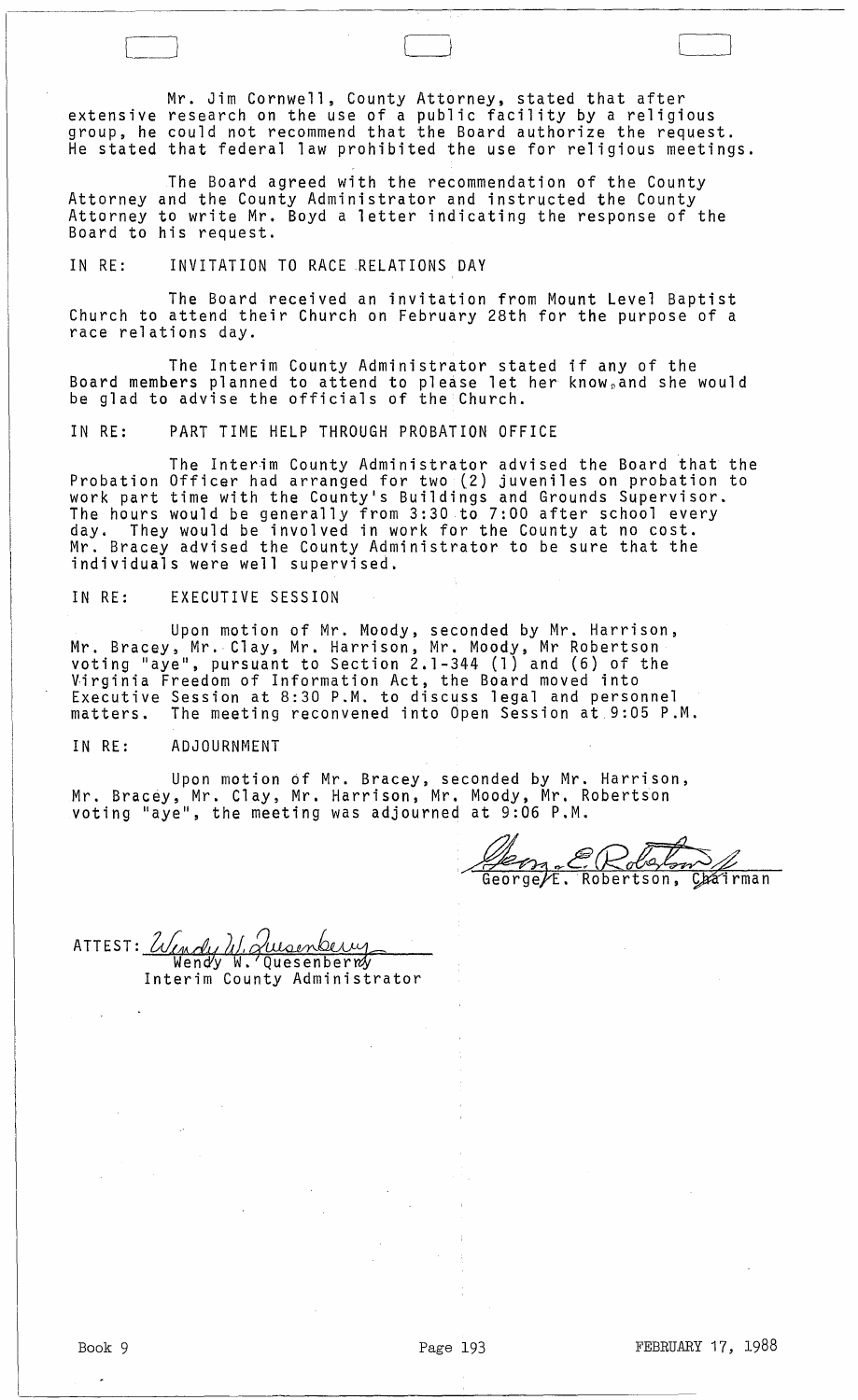Mr. Jim Cornwell, County Attorney, stated that after extensive research on the use of a public facility by a religious group, he could not recommend that the Board authorize the request. He stated that federal law prohibited the use for religious meetings.

The Board agreed with the recommendation of the County Attorney and the County Administrator and instructed the County Attorney to write Mr. Boyd a letter indicating the response of the Board to his request.

IN RE: INVITATION TO RACE RELATIONS DAY

The Board received an invitation from Mount Level Baptist Church to attend their Church on February 28th for the purpose of a race relations day.

The Interim County Administrator stated if any of the Board members planned to attend to please let her know, and she would be glad to advise the officials of the Church.

IN RE: PART TIME HELP THROUGH PROBATION OFFICE

The Interim County Administrator advised the Board that the Probation Officer had arranged for two (2) juveniles on probation to work part time with the County's Buildings and Grounds Supervisor. The hours would be generally from 3:30 to 7:00 after school every day. They would be involved in work for the County at no cost. Mr. Bracey advised the County Administrator to be sure that the individuals were well supervised.

IN RE: EXECUTIVE SESSION

Upon motion of Mr. Moody, seconded by Mr. Harrison, Mr. Bracey, Mr. Clay, Mr. Harrison, Mr. Moody, Mr Robertson voting "aye", pursuant to Section 2.1-344 (1) and (6) of the Virginia Freedom of Information Act, the Board moved into Executive Session at 8:30 P.M. to discuss legal and personnel matters. The meeting reconvened into Open Session at 9:05 P.M.

IN RE: ADJOURNMENT

Upon motion of Mr. Bracey, seconded by Mr. Harrison, Mr. Bracey, Mr. Clay, Mr. Harrison, Mr. Moody, Mr. Robertson voting "aye", the meeting was adjourned at 9:06 P.M.

George E. Robertson, Chairman

ATTEST: Wendy W. Quesenberry
Interim County Administrator

Book 9 | Page 193 | FEBRUARY 17, 1988